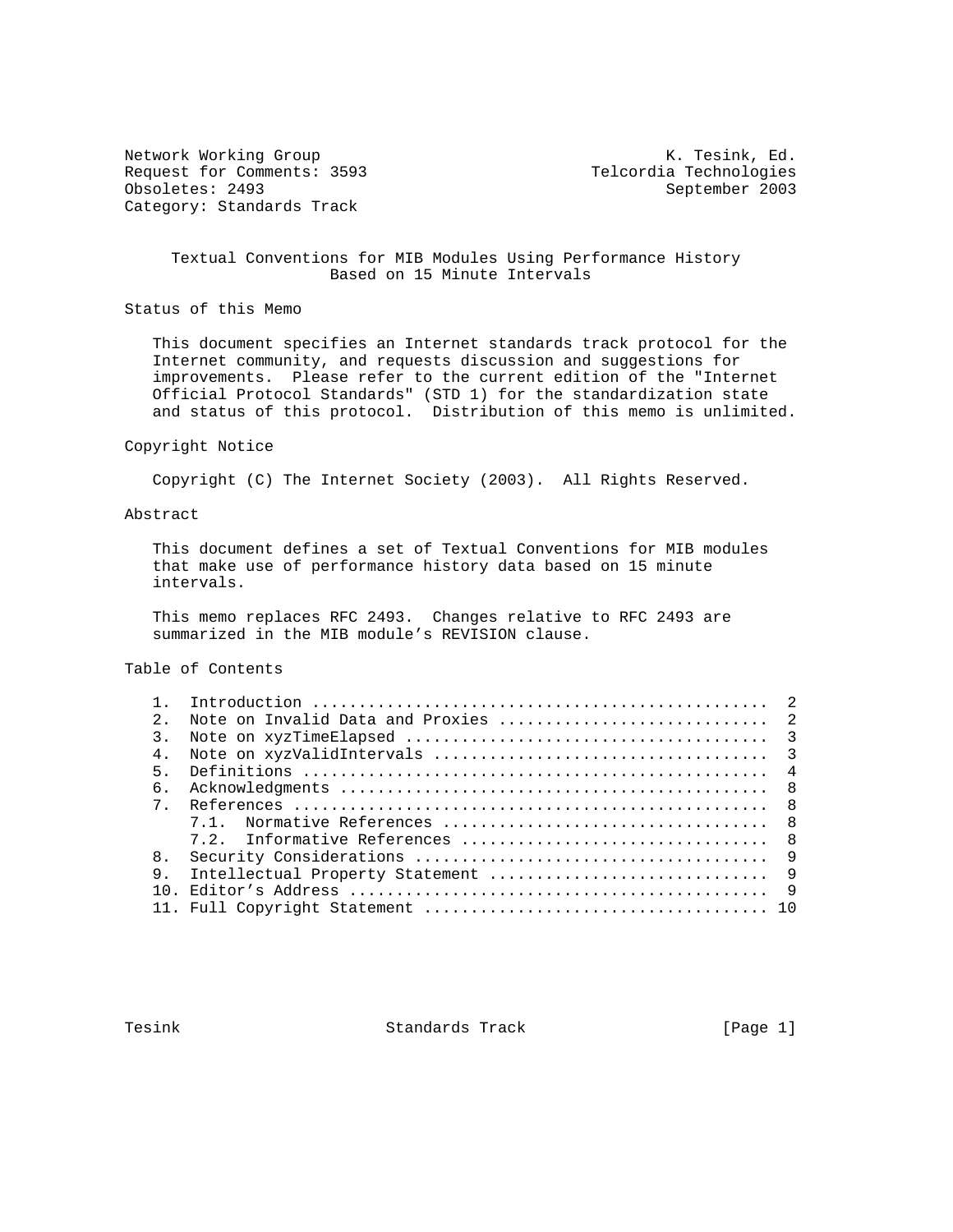Network Working Group                                    K. Tesink, Ed.
Request for Comments: 3593                        Telcordia Technologies
Obsoletes: 2493                                           September 2003
Category: Standards Track

# Textual Conventions for MIB Modules Using Performance History Based on 15 Minute Intervals

## Status of this Memo

This document specifies an Internet standards track protocol for the Internet community, and requests discussion and suggestions for improvements. Please refer to the current edition of the "Internet Official Protocol Standards" (STD 1) for the standardization state and status of this protocol. Distribution of this memo is unlimited.

## Copyright Notice

Copyright (C) The Internet Society (2003). All Rights Reserved.

## Abstract

This document defines a set of Textual Conventions for MIB modules that make use of performance history data based on 15 minute intervals.

This memo replaces RFC 2493. Changes relative to RFC 2493 are summarized in the MIB module's REVISION clause.

## Table of Contents

```
1.  Introduction ................................................  2
2.  Note on Invalid Data and Proxies ............................  2
3.  Note on xyzTimeElapsed ......................................  3
4.  Note on xyzValidIntervals ...................................  3
5.  Definitions .................................................  4
6.  Acknowledgments .............................................  8
7.  References ..................................................  8
    7.1.  Normative References ..................................  8
    7.2.  Informative References ................................  8
8.  Security Considerations .....................................  9
9.  Intellectual Property Statement .............................  9
10. Editor's Address ............................................  9
11. Full Copyright Statement .................................... 10
```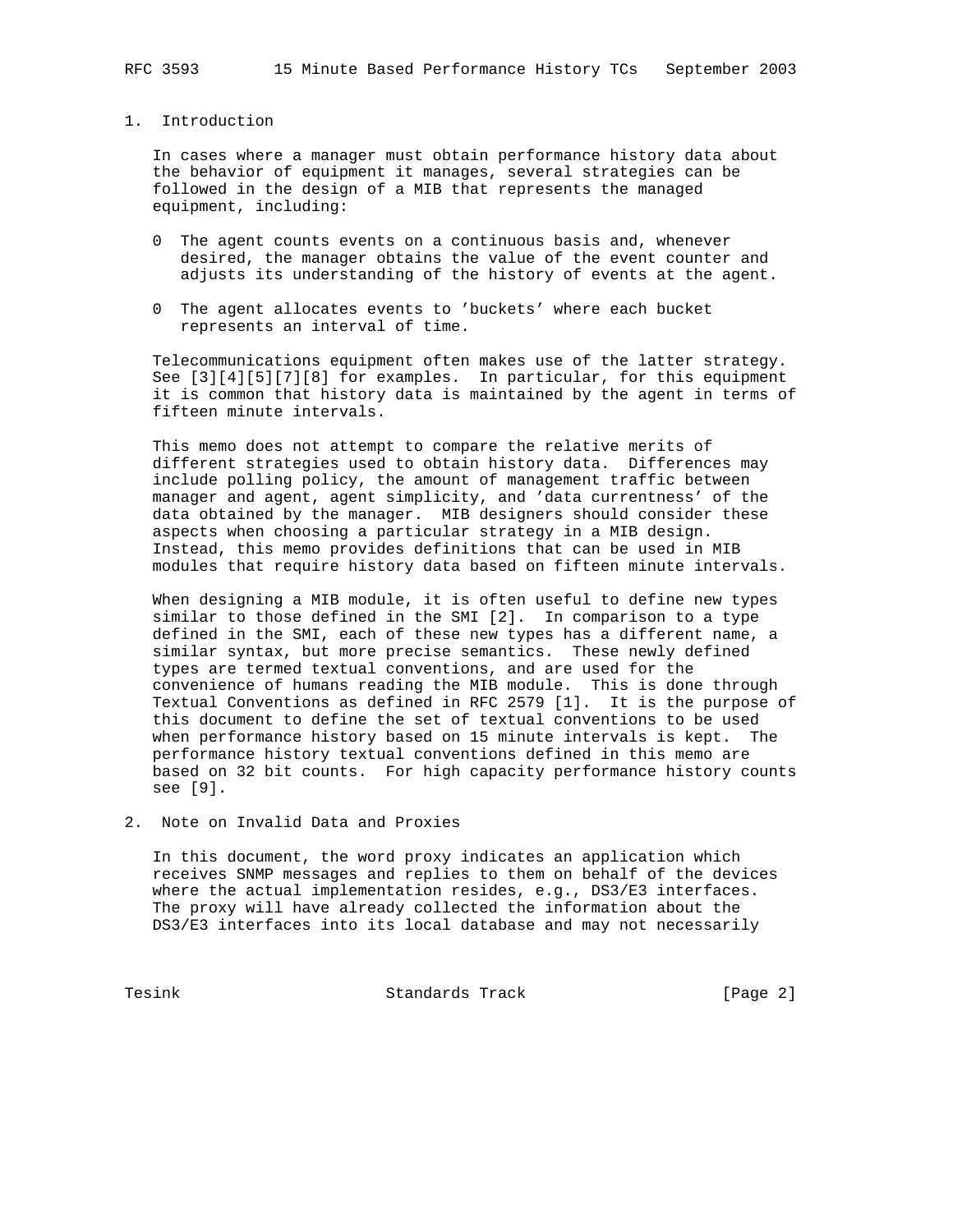## 1. Introduction

In cases where a manager must obtain performance history data about the behavior of equipment it manages, several strategies can be followed in the design of a MIB that represents the managed equipment, including:

- 0 The agent counts events on a continuous basis and, whenever desired, the manager obtains the value of the event counter and adjusts its understanding of the history of events at the agent.

- 0 The agent allocates events to 'buckets' where each bucket represents an interval of time.

Telecommunications equipment often makes use of the latter strategy. See [3][4][5][7][8] for examples. In particular, for this equipment it is common that history data is maintained by the agent in terms of fifteen minute intervals.

This memo does not attempt to compare the relative merits of different strategies used to obtain history data. Differences may include polling policy, the amount of management traffic between manager and agent, agent simplicity, and 'data currentness' of the data obtained by the manager. MIB designers should consider these aspects when choosing a particular strategy in a MIB design. Instead, this memo provides definitions that can be used in MIB modules that require history data based on fifteen minute intervals.

When designing a MIB module, it is often useful to define new types similar to those defined in the SMI [2]. In comparison to a type defined in the SMI, each of these new types has a different name, a similar syntax, but more precise semantics. These newly defined types are termed textual conventions, and are used for the convenience of humans reading the MIB module. This is done through Textual Conventions as defined in RFC 2579 [1]. It is the purpose of this document to define the set of textual conventions to be used when performance history based on 15 minute intervals is kept. The performance history textual conventions defined in this memo are based on 32 bit counts. For high capacity performance history counts see [9].

## 2. Note on Invalid Data and Proxies

In this document, the word proxy indicates an application which receives SNMP messages and replies to them on behalf of the devices where the actual implementation resides, e.g., DS3/E3 interfaces. The proxy will have already collected the information about the DS3/E3 interfaces into its local database and may not necessarily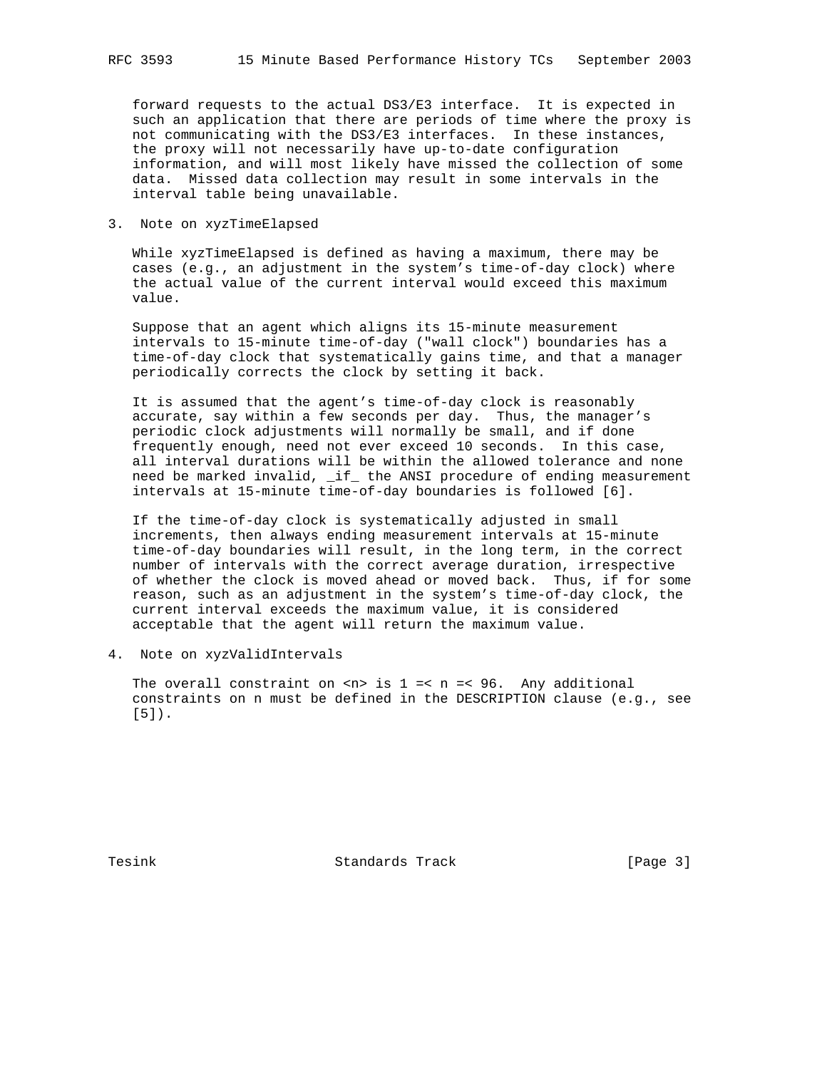forward requests to the actual DS3/E3 interface. It is expected in such an application that there are periods of time where the proxy is not communicating with the DS3/E3 interfaces. In these instances, the proxy will not necessarily have up-to-date configuration information, and will most likely have missed the collection of some data. Missed data collection may result in some intervals in the interval table being unavailable.

## 3. Note on xyzTimeElapsed

While xyzTimeElapsed is defined as having a maximum, there may be cases (e.g., an adjustment in the system's time-of-day clock) where the actual value of the current interval would exceed this maximum value.

Suppose that an agent which aligns its 15-minute measurement intervals to 15-minute time-of-day ("wall clock") boundaries has a time-of-day clock that systematically gains time, and that a manager periodically corrects the clock by setting it back.

It is assumed that the agent's time-of-day clock is reasonably accurate, say within a few seconds per day. Thus, the manager's periodic clock adjustments will normally be small, and if done frequently enough, need not ever exceed 10 seconds. In this case, all interval durations will be within the allowed tolerance and none need be marked invalid, _if_ the ANSI procedure of ending measurement intervals at 15-minute time-of-day boundaries is followed [6].

If the time-of-day clock is systematically adjusted in small increments, then always ending measurement intervals at 15-minute time-of-day boundaries will result, in the long term, in the correct number of intervals with the correct average duration, irrespective of whether the clock is moved ahead or moved back. Thus, if for some reason, such as an adjustment in the system's time-of-day clock, the current interval exceeds the maximum value, it is considered acceptable that the agent will return the maximum value.

## 4. Note on xyzValidIntervals

The overall constraint on <n> is 1 =< n =< 96. Any additional constraints on n must be defined in the DESCRIPTION clause (e.g., see [5]).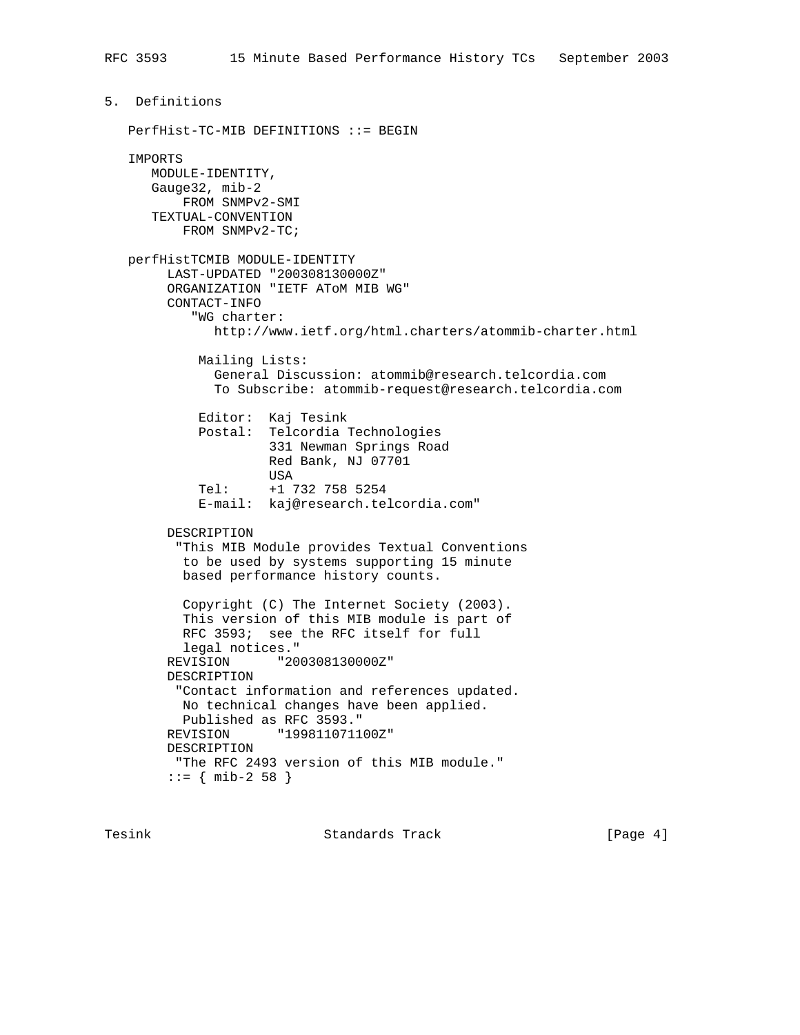## 5. Definitions

```
   PerfHist-TC-MIB DEFINITIONS ::= BEGIN

   IMPORTS
      MODULE-IDENTITY,
      Gauge32, mib-2
          FROM SNMPv2-SMI
      TEXTUAL-CONVENTION
          FROM SNMPv2-TC;

   perfHistTCMIB MODULE-IDENTITY
         LAST-UPDATED "200308130000Z"
         ORGANIZATION "IETF AToM MIB WG"
         CONTACT-INFO
            "WG charter:
               http://www.ietf.org/html.charters/atommib-charter.html

             Mailing Lists:
               General Discussion: atommib@research.telcordia.com
               To Subscribe: atommib-request@research.telcordia.com

             Editor:  Kaj Tesink
             Postal:  Telcordia Technologies
                      331 Newman Springs Road
                      Red Bank, NJ 07701
                      USA
             Tel:     +1 732 758 5254
             E-mail:  kaj@research.telcordia.com"

         DESCRIPTION
          "This MIB Module provides Textual Conventions
           to be used by systems supporting 15 minute
           based performance history counts.

           Copyright (C) The Internet Society (2003).
           This version of this MIB module is part of
           RFC 3593;  see the RFC itself for full
           legal notices."
         REVISION      "200308130000Z"
         DESCRIPTION
          "Contact information and references updated.
           No technical changes have been applied.
           Published as RFC 3593."
         REVISION      "199811071100Z"
         DESCRIPTION
          "The RFC 2493 version of this MIB module."
         ::= { mib-2 58 }
```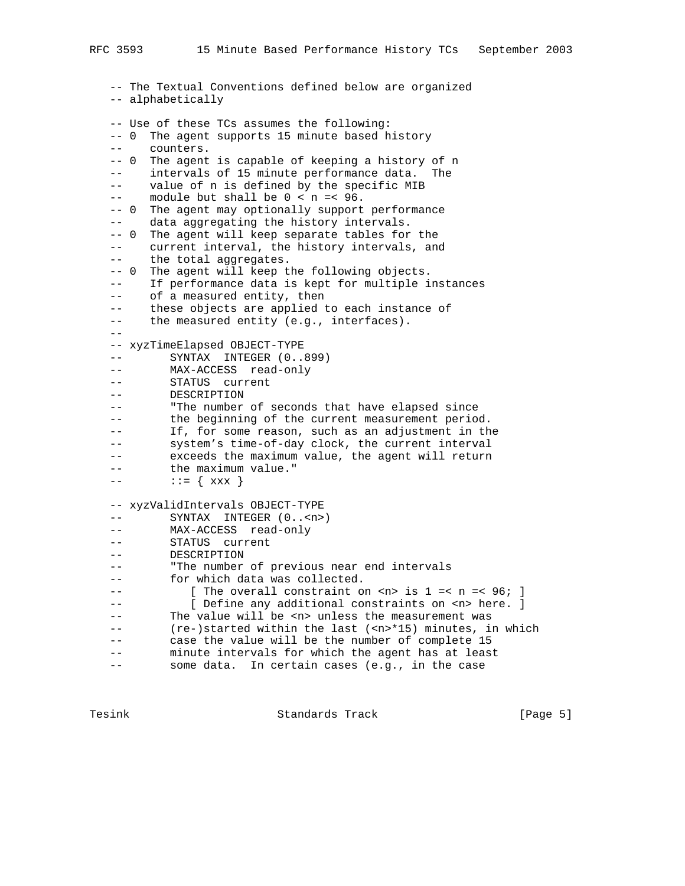```
   -- The Textual Conventions defined below are organized
   -- alphabetically

   -- Use of these TCs assumes the following:
   -- 0  The agent supports 15 minute based history
   --    counters.
   -- 0  The agent is capable of keeping a history of n
   --    intervals of 15 minute performance data.  The
   --    value of n is defined by the specific MIB
   --    module but shall be 0 < n =< 96.
   -- 0  The agent may optionally support performance
   --    data aggregating the history intervals.
   -- 0  The agent will keep separate tables for the
   --    current interval, the history intervals, and
   --    the total aggregates.
   -- 0  The agent will keep the following objects.
   --    If performance data is kept for multiple instances
   --    of a measured entity, then
   --    these objects are applied to each instance of
   --    the measured entity (e.g., interfaces).
   --
   -- xyzTimeElapsed OBJECT-TYPE
   --       SYNTAX  INTEGER (0..899)
   --       MAX-ACCESS  read-only
   --       STATUS  current
   --       DESCRIPTION
   --       "The number of seconds that have elapsed since
   --       the beginning of the current measurement period.
   --       If, for some reason, such as an adjustment in the
   --       system's time-of-day clock, the current interval
   --       exceeds the maximum value, the agent will return
   --       the maximum value."
   --       ::= { xxx }

   -- xyzValidIntervals OBJECT-TYPE
   --       SYNTAX  INTEGER (0..<n>)
   --       MAX-ACCESS  read-only
   --       STATUS  current
   --       DESCRIPTION
   --       "The number of previous near end intervals
   --       for which data was collected.
   --          [ The overall constraint on <n> is 1 =< n =< 96; ]
   --          [ Define any additional constraints on <n> here. ]
   --       The value will be <n> unless the measurement was
   --       (re-)started within the last (<n>*15) minutes, in which
   --       case the value will be the number of complete 15
   --       minute intervals for which the agent has at least
   --       some data.  In certain cases (e.g., in the case
```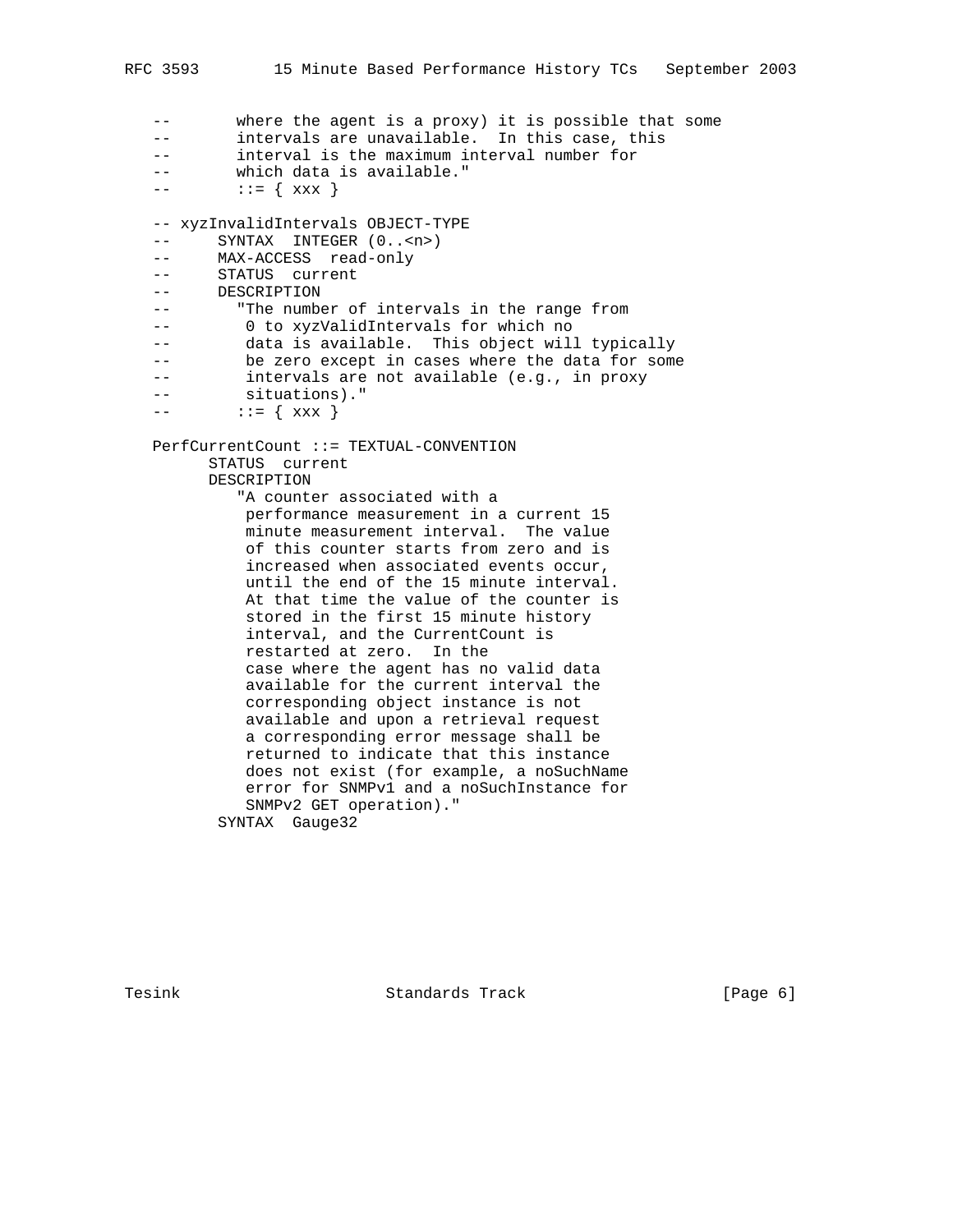```
   --       where the agent is a proxy) it is possible that some
   --       intervals are unavailable.  In this case, this
   --       interval is the maximum interval number for
   --       which data is available."
   --       ::= { xxx }

   -- xyzInvalidIntervals OBJECT-TYPE
   --      SYNTAX  INTEGER (0..<n>)
   --      MAX-ACCESS  read-only
   --      STATUS  current
   --      DESCRIPTION
   --        "The number of intervals in the range from
   --         0 to xyzValidIntervals for which no
   --         data is available.  This object will typically
   --         be zero except in cases where the data for some
   --         intervals are not available (e.g., in proxy
   --         situations)."
   --       ::= { xxx }

   PerfCurrentCount ::= TEXTUAL-CONVENTION
         STATUS  current
         DESCRIPTION
            "A counter associated with a
             performance measurement in a current 15
             minute measurement interval.  The value
             of this counter starts from zero and is
             increased when associated events occur,
             until the end of the 15 minute interval.
             At that time the value of the counter is
             stored in the first 15 minute history
             interval, and the CurrentCount is
             restarted at zero.  In the
             case where the agent has no valid data
             available for the current interval the
             corresponding object instance is not
             available and upon a retrieval request
             a corresponding error message shall be
             returned to indicate that this instance
             does not exist (for example, a noSuchName
             error for SNMPv1 and a noSuchInstance for
             SNMPv2 GET operation)."
          SYNTAX  Gauge32
```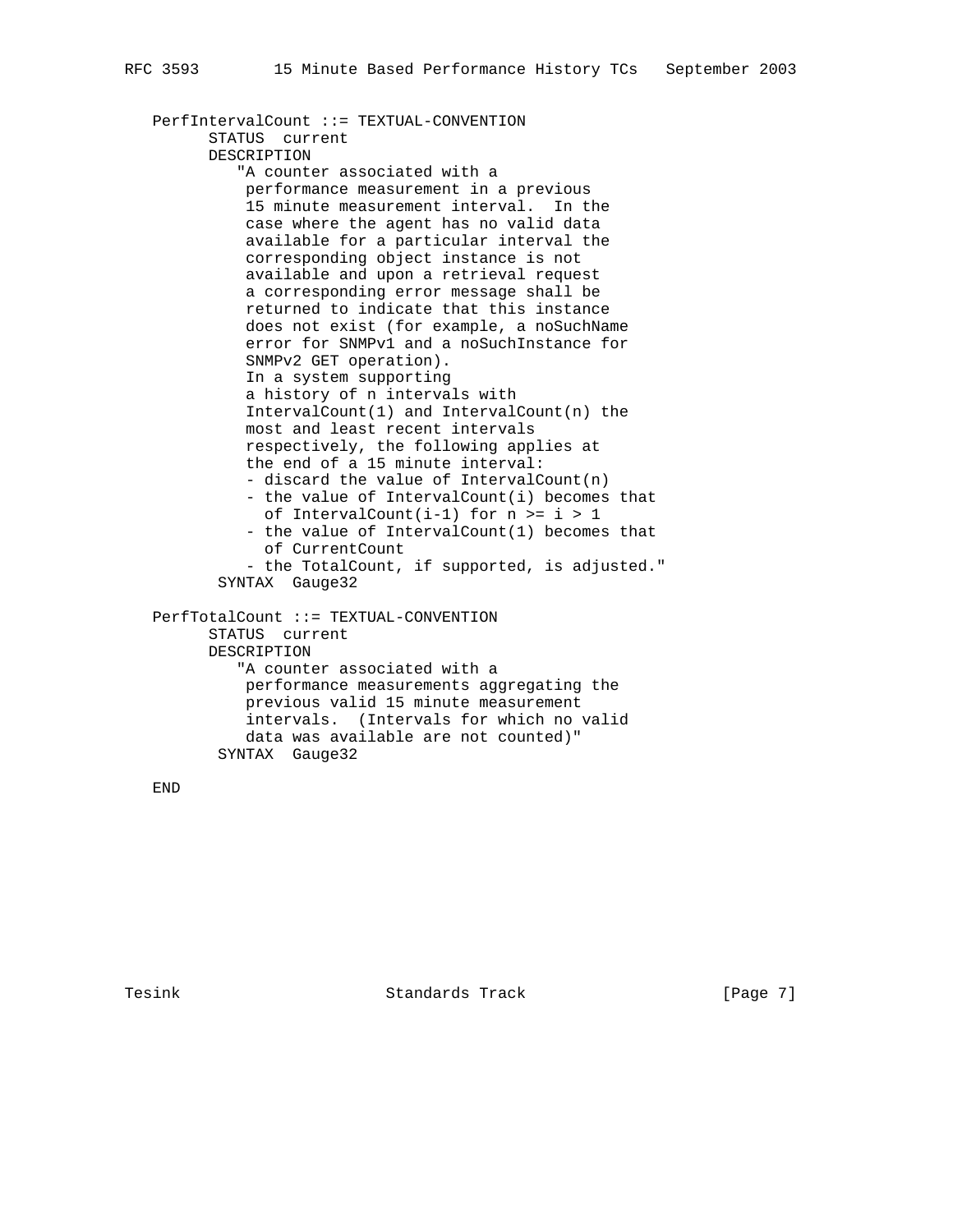```
   PerfIntervalCount ::= TEXTUAL-CONVENTION
         STATUS  current
         DESCRIPTION
            "A counter associated with a
             performance measurement in a previous
             15 minute measurement interval.  In the
             case where the agent has no valid data
             available for a particular interval the
             corresponding object instance is not
             available and upon a retrieval request
             a corresponding error message shall be
             returned to indicate that this instance
             does not exist (for example, a noSuchName
             error for SNMPv1 and a noSuchInstance for
             SNMPv2 GET operation).
             In a system supporting
             a history of n intervals with
             IntervalCount(1) and IntervalCount(n) the
             most and least recent intervals
             respectively, the following applies at
             the end of a 15 minute interval:
             - discard the value of IntervalCount(n)
             - the value of IntervalCount(i) becomes that
               of IntervalCount(i-1) for n >= i > 1
             - the value of IntervalCount(1) becomes that
               of CurrentCount
             - the TotalCount, if supported, is adjusted."
          SYNTAX  Gauge32

   PerfTotalCount ::= TEXTUAL-CONVENTION
         STATUS  current
         DESCRIPTION
            "A counter associated with a
             performance measurements aggregating the
             previous valid 15 minute measurement
             intervals.  (Intervals for which no valid
             data was available are not counted)"
          SYNTAX  Gauge32

   END
```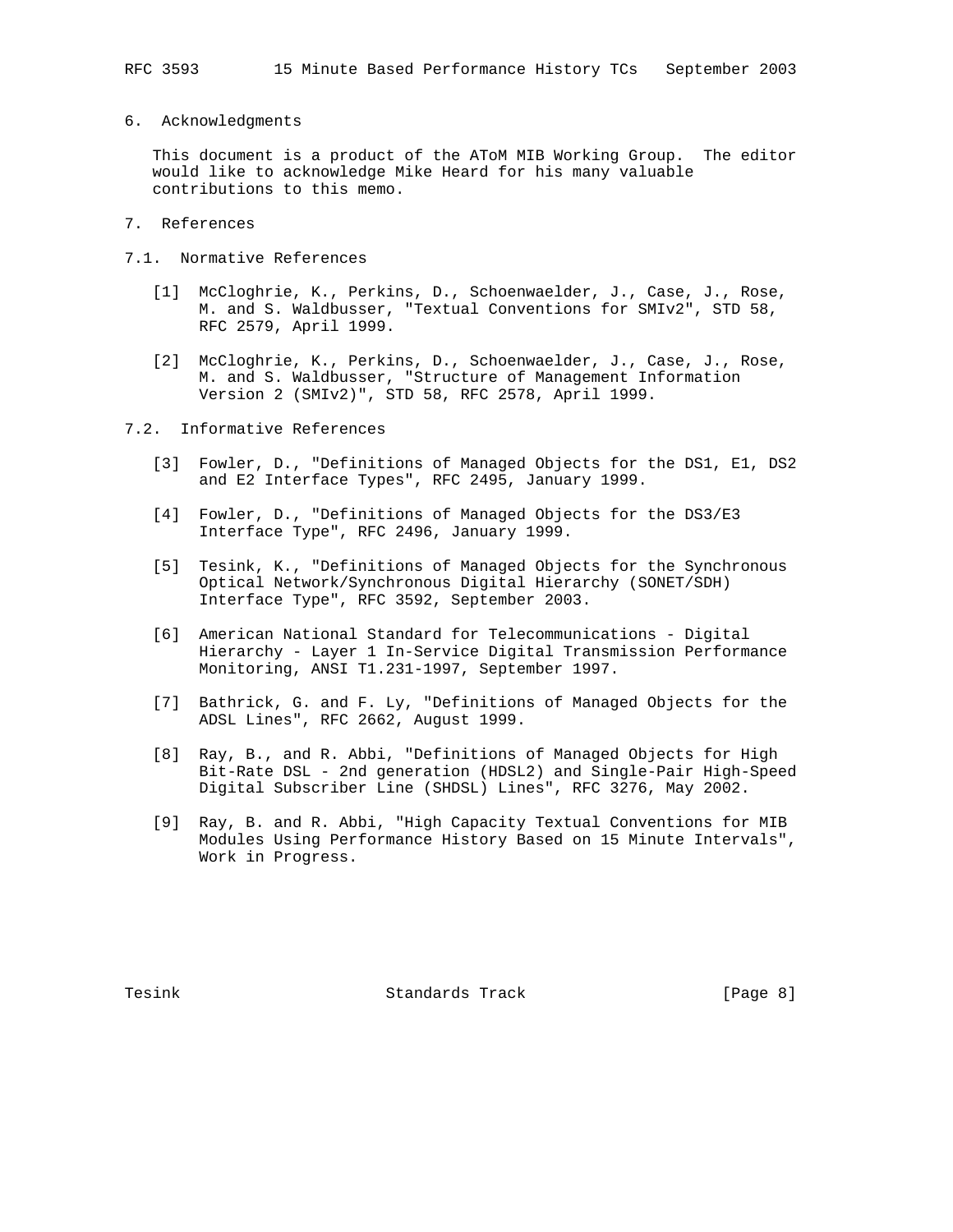## 6. Acknowledgments

This document is a product of the AToM MIB Working Group. The editor would like to acknowledge Mike Heard for his many valuable contributions to this memo.

## 7. References

### 7.1. Normative References

[1] McCloghrie, K., Perkins, D., Schoenwaelder, J., Case, J., Rose, M. and S. Waldbusser, "Textual Conventions for SMIv2", STD 58, RFC 2579, April 1999.

[2] McCloghrie, K., Perkins, D., Schoenwaelder, J., Case, J., Rose, M. and S. Waldbusser, "Structure of Management Information Version 2 (SMIv2)", STD 58, RFC 2578, April 1999.

### 7.2. Informative References

[3] Fowler, D., "Definitions of Managed Objects for the DS1, E1, DS2 and E2 Interface Types", RFC 2495, January 1999.

[4] Fowler, D., "Definitions of Managed Objects for the DS3/E3 Interface Type", RFC 2496, January 1999.

[5] Tesink, K., "Definitions of Managed Objects for the Synchronous Optical Network/Synchronous Digital Hierarchy (SONET/SDH) Interface Type", RFC 3592, September 2003.

[6] American National Standard for Telecommunications - Digital Hierarchy - Layer 1 In-Service Digital Transmission Performance Monitoring, ANSI T1.231-1997, September 1997.

[7] Bathrick, G. and F. Ly, "Definitions of Managed Objects for the ADSL Lines", RFC 2662, August 1999.

[8] Ray, B., and R. Abbi, "Definitions of Managed Objects for High Bit-Rate DSL - 2nd generation (HDSL2) and Single-Pair High-Speed Digital Subscriber Line (SHDSL) Lines", RFC 3276, May 2002.

[9] Ray, B. and R. Abbi, "High Capacity Textual Conventions for MIB Modules Using Performance History Based on 15 Minute Intervals", Work in Progress.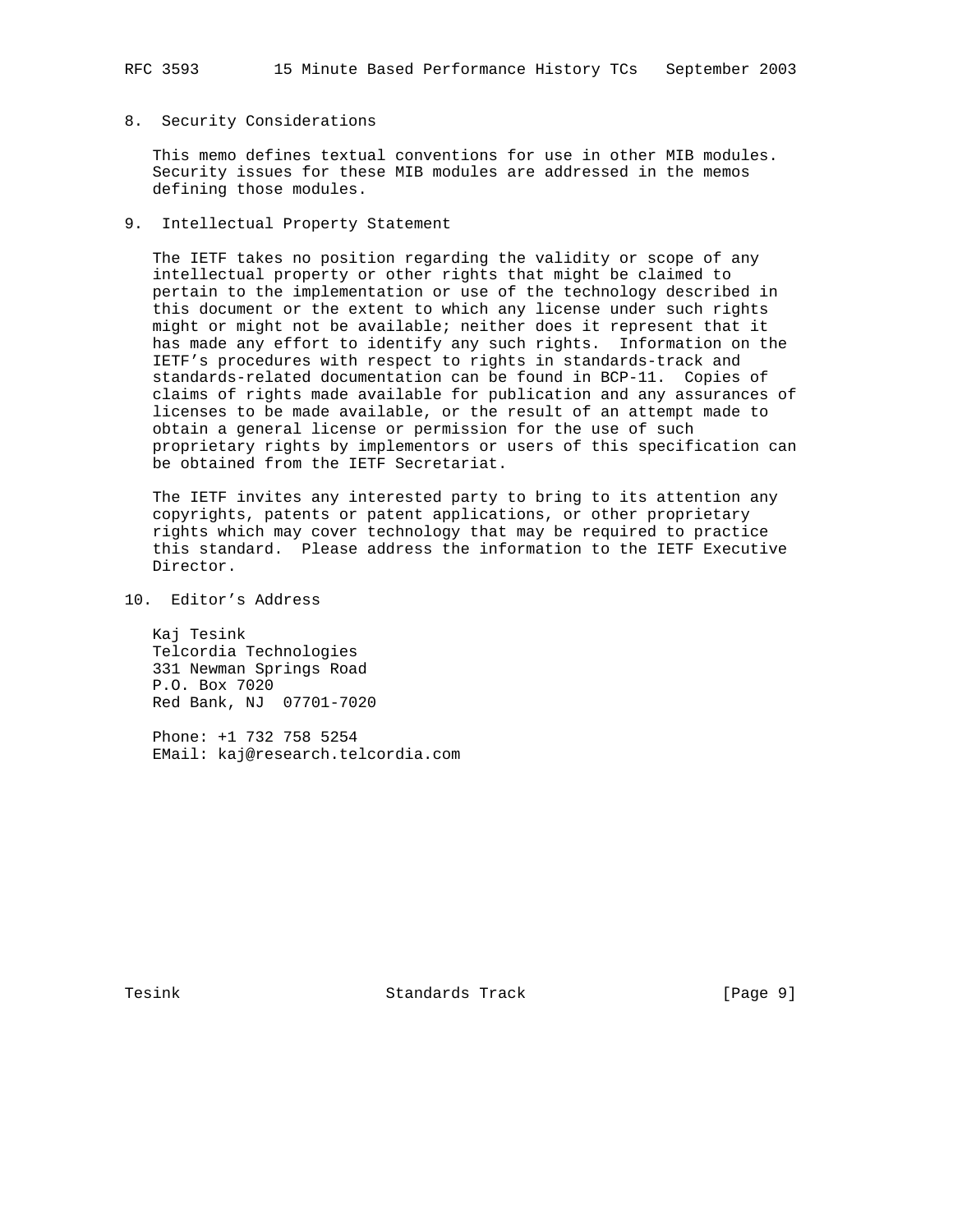## 8. Security Considerations

This memo defines textual conventions for use in other MIB modules. Security issues for these MIB modules are addressed in the memos defining those modules.

## 9. Intellectual Property Statement

The IETF takes no position regarding the validity or scope of any intellectual property or other rights that might be claimed to pertain to the implementation or use of the technology described in this document or the extent to which any license under such rights might or might not be available; neither does it represent that it has made any effort to identify any such rights. Information on the IETF's procedures with respect to rights in standards-track and standards-related documentation can be found in BCP-11. Copies of claims of rights made available for publication and any assurances of licenses to be made available, or the result of an attempt made to obtain a general license or permission for the use of such proprietary rights by implementors or users of this specification can be obtained from the IETF Secretariat.

The IETF invites any interested party to bring to its attention any copyrights, patents or patent applications, or other proprietary rights which may cover technology that may be required to practice this standard. Please address the information to the IETF Executive Director.

## 10. Editor's Address

Kaj Tesink
Telcordia Technologies
331 Newman Springs Road
P.O. Box 7020
Red Bank, NJ 07701-7020

Phone: +1 732 758 5254
EMail: kaj@research.telcordia.com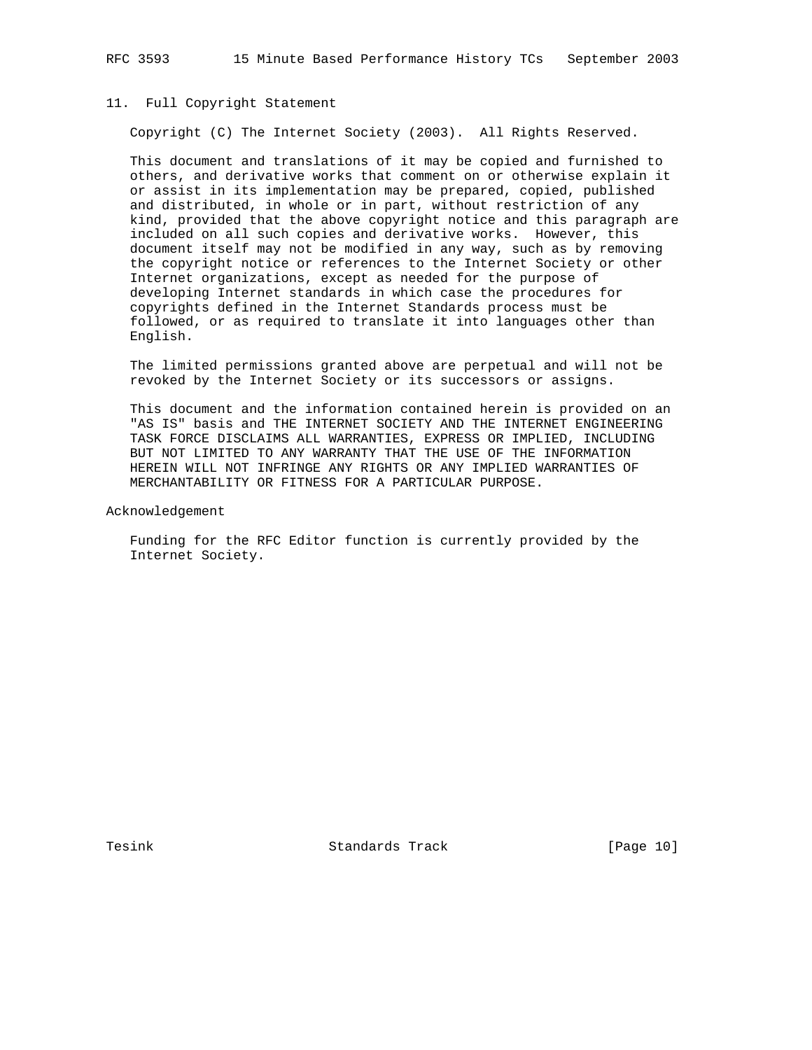## 11. Full Copyright Statement

Copyright (C) The Internet Society (2003). All Rights Reserved.

This document and translations of it may be copied and furnished to others, and derivative works that comment on or otherwise explain it or assist in its implementation may be prepared, copied, published and distributed, in whole or in part, without restriction of any kind, provided that the above copyright notice and this paragraph are included on all such copies and derivative works. However, this document itself may not be modified in any way, such as by removing the copyright notice or references to the Internet Society or other Internet organizations, except as needed for the purpose of developing Internet standards in which case the procedures for copyrights defined in the Internet Standards process must be followed, or as required to translate it into languages other than English.

The limited permissions granted above are perpetual and will not be revoked by the Internet Society or its successors or assigns.

This document and the information contained herein is provided on an "AS IS" basis and THE INTERNET SOCIETY AND THE INTERNET ENGINEERING TASK FORCE DISCLAIMS ALL WARRANTIES, EXPRESS OR IMPLIED, INCLUDING BUT NOT LIMITED TO ANY WARRANTY THAT THE USE OF THE INFORMATION HEREIN WILL NOT INFRINGE ANY RIGHTS OR ANY IMPLIED WARRANTIES OF MERCHANTABILITY OR FITNESS FOR A PARTICULAR PURPOSE.

## Acknowledgement

Funding for the RFC Editor function is currently provided by the Internet Society.